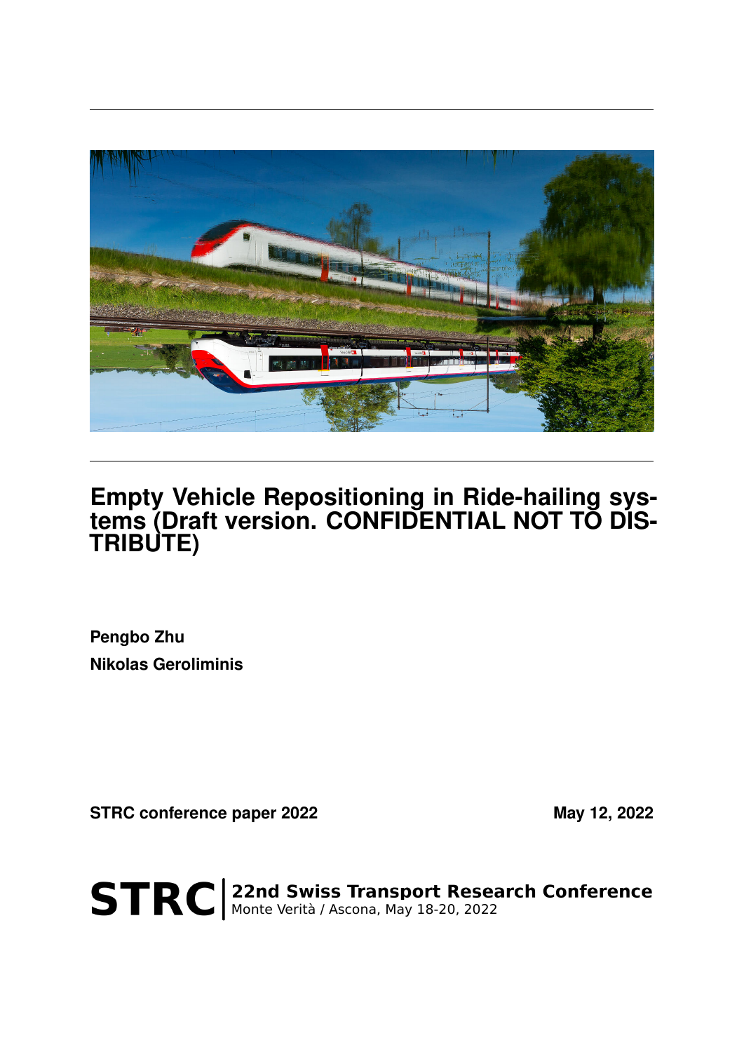# Empty Vehicle Repositioning in Ride-hailing systems (Draft version. CONFIDENTIAL NOT TO DISTRIBUTE)

**Pengbo Zhu**

**Nikolas Geroliminis**

**STRC conference paper 2022** **May 12, 2022**

**STRC** | **22nd Swiss Transport Research Conference**
Monte Verità / Ascona, May 18-20, 2022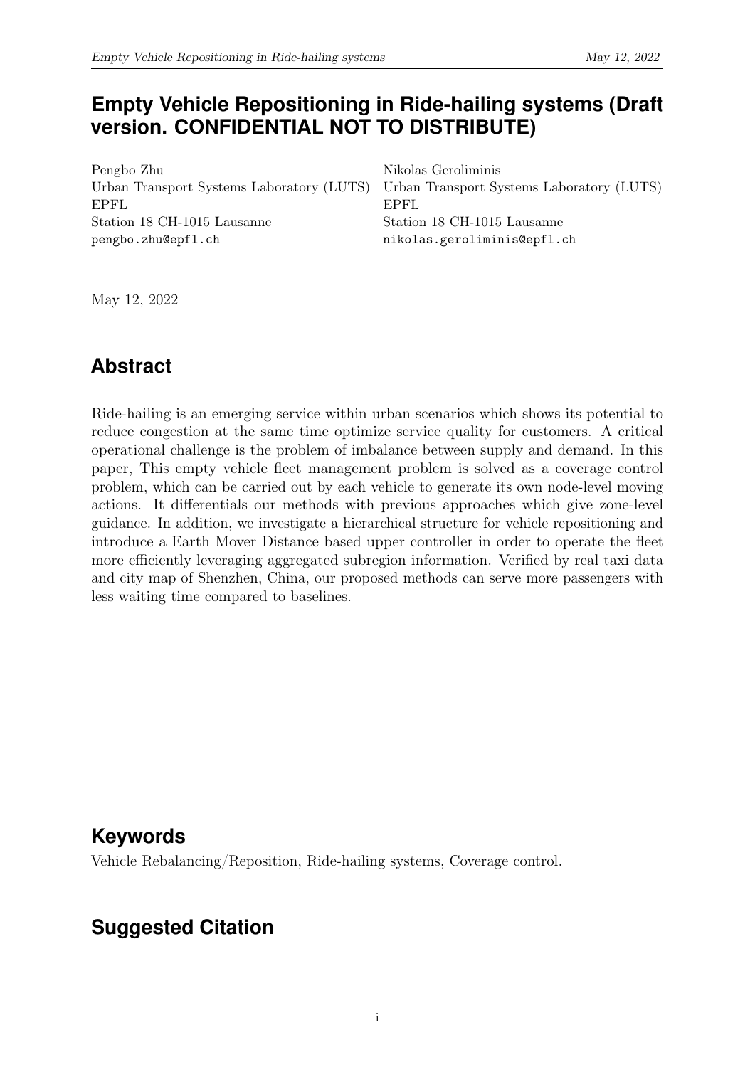# Empty Vehicle Repositioning in Ride-hailing systems (Draft version. CONFIDENTIAL NOT TO DISTRIBUTE)

Pengbo Zhu
Urban Transport Systems Laboratory (LUTS)
EPFL
Station 18 CH-1015 Lausanne
pengbo.zhu@epfl.ch

Nikolas Geroliminis
Urban Transport Systems Laboratory (LUTS)
EPFL
Station 18 CH-1015 Lausanne
nikolas.geroliminis@epfl.ch

May 12, 2022

## Abstract

Ride-hailing is an emerging service within urban scenarios which shows its potential to reduce congestion at the same time optimize service quality for customers. A critical operational challenge is the problem of imbalance between supply and demand. In this paper, This empty vehicle fleet management problem is solved as a coverage control problem, which can be carried out by each vehicle to generate its own node-level moving actions. It differentials our methods with previous approaches which give zone-level guidance. In addition, we investigate a hierarchical structure for vehicle repositioning and introduce a Earth Mover Distance based upper controller in order to operate the fleet more efficiently leveraging aggregated subregion information. Verified by real taxi data and city map of Shenzhen, China, our proposed methods can serve more passengers with less waiting time compared to baselines.

## Keywords

Vehicle Rebalancing/Reposition, Ride-hailing systems, Coverage control.

## Suggested Citation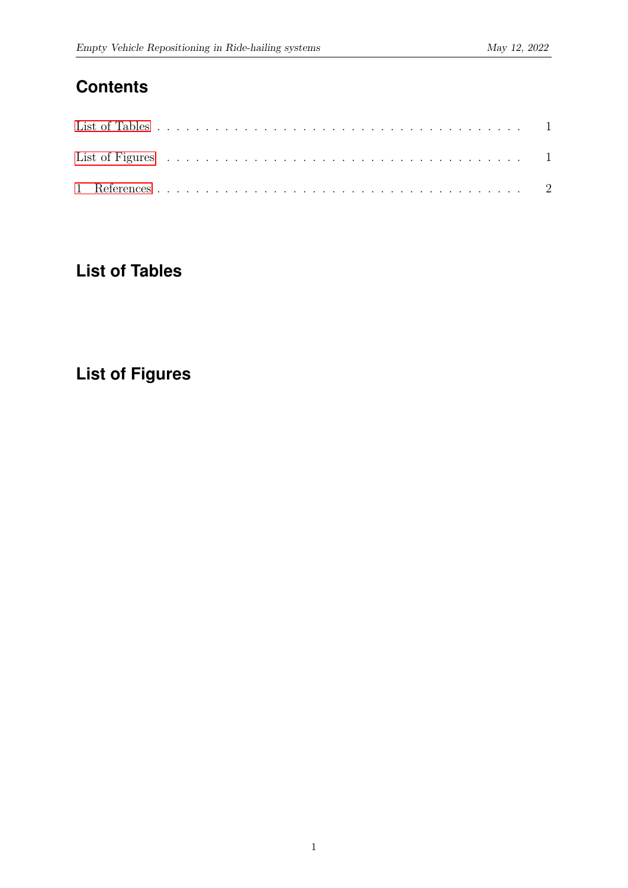# Contents

List of Tables . . . . . . . . . . . . . . . . . . . . . . . . . . . . . . . . . . . . 1

List of Figures . . . . . . . . . . . . . . . . . . . . . . . . . . . . . . . . . . . 1

1 References . . . . . . . . . . . . . . . . . . . . . . . . . . . . . . . . . . . . . 2

# List of Tables

# List of Figures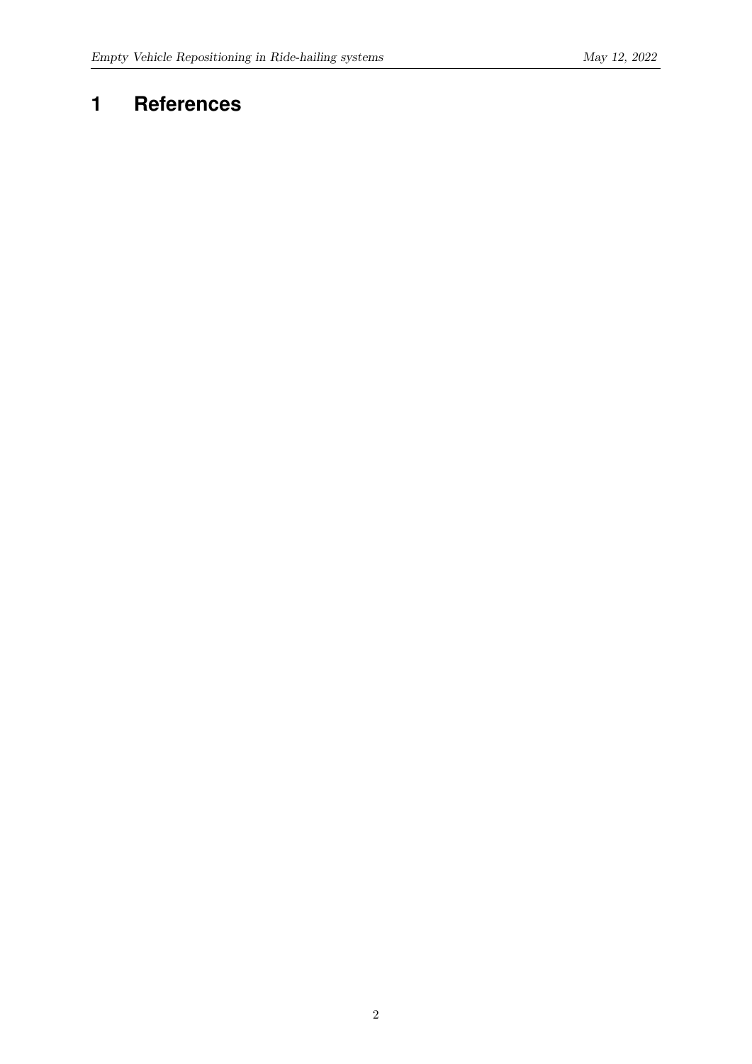# 1 References